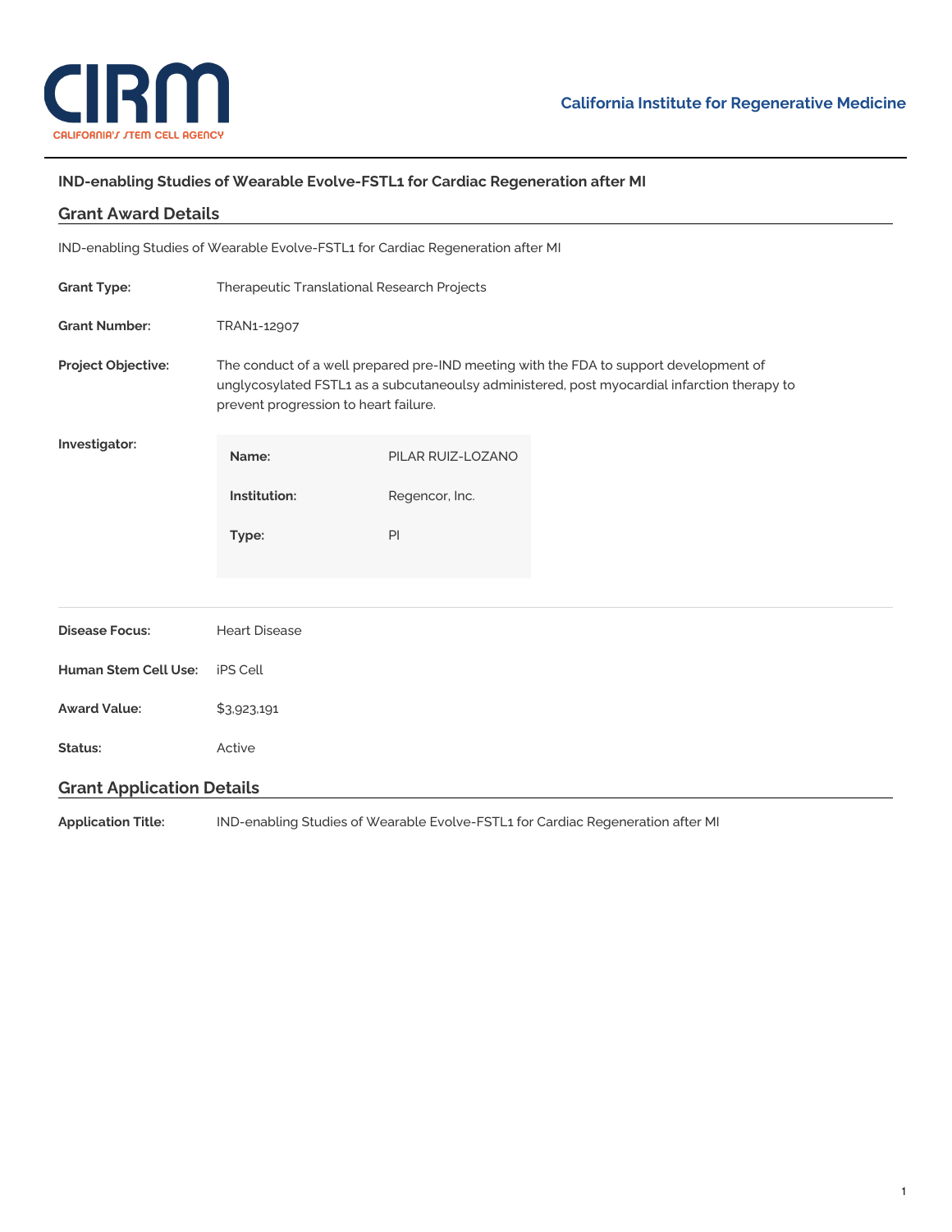**CIRM**
CALIFORNIA'S STEM CELL AGENCY

**California Institute for Regenerative Medicine**

### IND-enabling Studies of Wearable Evolve-FSTL1 for Cardiac Regeneration after MI

## Grant Award Details

IND-enabling Studies of Wearable Evolve-FSTL1 for Cardiac Regeneration after MI

**Grant Type:** Therapeutic Translational Research Projects

**Grant Number:** TRAN1-12907

**Project Objective:** The conduct of a well prepared pre-IND meeting with the FDA to support development of unglycosylated FSTL1 as a subcutaneoulsy administered, post myocardial infarction therapy to prevent progression to heart failure.

**Investigator:**

| | |
|---|---|
| **Name:** | PILAR RUIZ-LOZANO |
| **Institution:** | Regencor, Inc. |
| **Type:** | PI |

**Disease Focus:** Heart Disease

**Human Stem Cell Use:** iPS Cell

**Award Value:** $3,923,191

**Status:** Active

## Grant Application Details

**Application Title:** IND-enabling Studies of Wearable Evolve-FSTL1 for Cardiac Regeneration after MI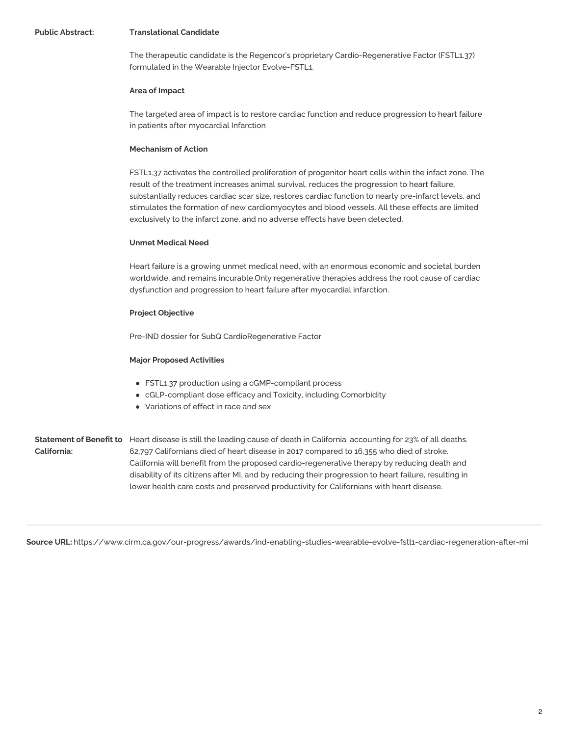**Public Abstract:**

**Translational Candidate**

The therapeutic candidate is the Regencor's proprietary Cardio-Regenerative Factor (FSTL1.37) formulated in the Wearable Injector Evolve-FSTL1.

**Area of Impact**

The targeted area of impact is to restore cardiac function and reduce progression to heart failure in patients after myocardial Infarction

**Mechanism of Action**

FSTL1.37 activates the controlled proliferation of progenitor heart cells within the infact zone. The result of the treatment increases animal survival, reduces the progression to heart failure, substantially reduces cardiac scar size, restores cardiac function to nearly pre-infarct levels, and stimulates the formation of new cardiomyocytes and blood vessels. All these effects are limited exclusively to the infarct zone, and no adverse effects have been detected.

**Unmet Medical Need**

Heart failure is a growing unmet medical need, with an enormous economic and societal burden worldwide, and remains incurable.Only regenerative therapies address the root cause of cardiac dysfunction and progression to heart failure after myocardial infarction.

**Project Objective**

Pre-IND dossier for SubQ CardioRegenerative Factor

**Major Proposed Activities**

- FSTL1.37 production using a cGMP-compliant process
- cGLP-compliant dose efficacy and Toxicity, including Comorbidity
- Variations of effect in race and sex

**Statement of Benefit to California:**

Heart disease is still the leading cause of death in California, accounting for 23% of all deaths. 62,797 Californians died of heart disease in 2017 compared to 16,355 who died of stroke. California will benefit from the proposed cardio-regenerative therapy by reducing death and disability of its citizens after MI, and by reducing their progression to heart failure, resulting in lower health care costs and preserved productivity for Californians with heart disease.

---

**Source URL:** https://www.cirm.ca.gov/our-progress/awards/ind-enabling-studies-wearable-evolve-fstl1-cardiac-regeneration-after-mi